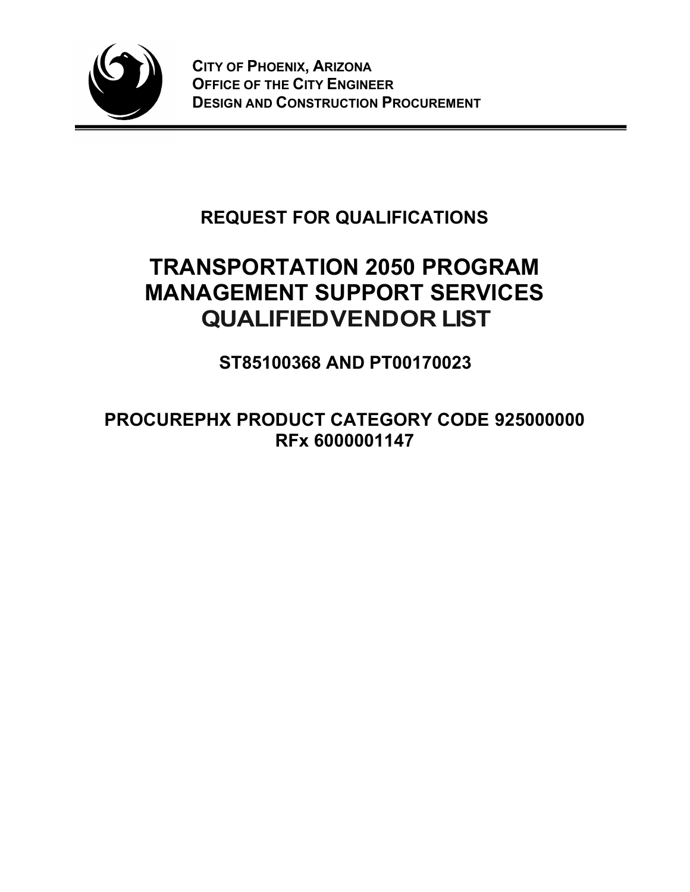**CITY OF PHOENIX, ARIZONA**
**OFFICE OF THE CITY ENGINEER**
**DESIGN AND CONSTRUCTION PROCUREMENT**

## REQUEST FOR QUALIFICATIONS

# TRANSPORTATION 2050 PROGRAM MANAGEMENT SUPPORT SERVICES QUALIFIEDVENDOR LIST

### ST85100368 AND PT00170023

### PROCUREPHX PRODUCT CATEGORY CODE 925000000
### RFx 6000001147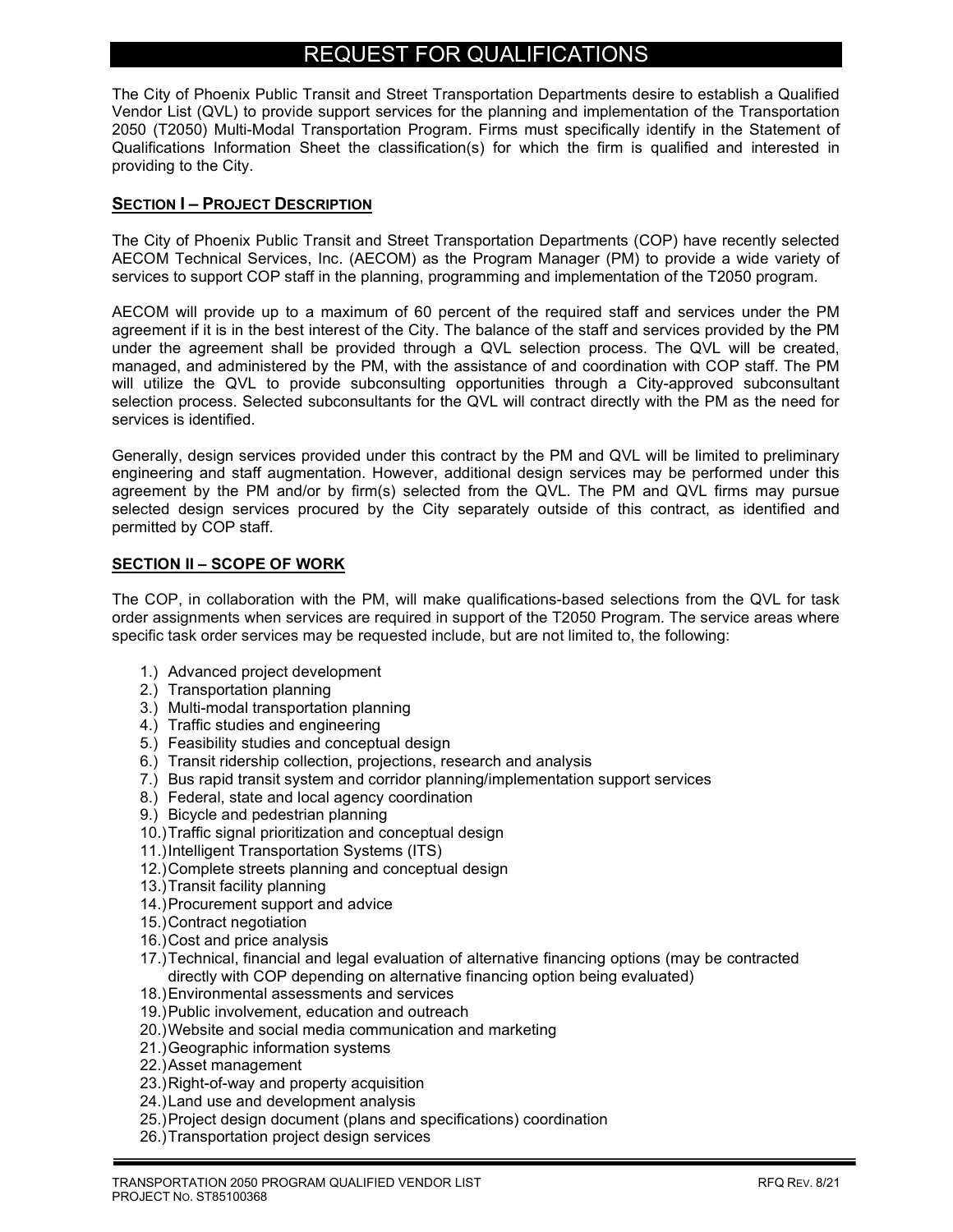# REQUEST FOR QUALIFICATIONS

The City of Phoenix Public Transit and Street Transportation Departments desire to establish a Qualified Vendor List (QVL) to provide support services for the planning and implementation of the Transportation 2050 (T2050) Multi-Modal Transportation Program. Firms must specifically identify in the Statement of Qualifications Information Sheet the classification(s) for which the firm is qualified and interested in providing to the City.

## SECTION I – PROJECT DESCRIPTION

The City of Phoenix Public Transit and Street Transportation Departments (COP) have recently selected AECOM Technical Services, Inc. (AECOM) as the Program Manager (PM) to provide a wide variety of services to support COP staff in the planning, programming and implementation of the T2050 program.

AECOM will provide up to a maximum of 60 percent of the required staff and services under the PM agreement if it is in the best interest of the City. The balance of the staff and services provided by the PM under the agreement shall be provided through a QVL selection process. The QVL will be created, managed, and administered by the PM, with the assistance of and coordination with COP staff. The PM will utilize the QVL to provide subconsulting opportunities through a City-approved subconsultant selection process. Selected subconsultants for the QVL will contract directly with the PM as the need for services is identified.

Generally, design services provided under this contract by the PM and QVL will be limited to preliminary engineering and staff augmentation. However, additional design services may be performed under this agreement by the PM and/or by firm(s) selected from the QVL. The PM and QVL firms may pursue selected design services procured by the City separately outside of this contract, as identified and permitted by COP staff.

## SECTION II – SCOPE OF WORK

The COP, in collaboration with the PM, will make qualifications-based selections from the QVL for task order assignments when services are required in support of the T2050 Program. The service areas where specific task order services may be requested include, but are not limited to, the following:

1.) Advanced project development
2.) Transportation planning
3.) Multi-modal transportation planning
4.) Traffic studies and engineering
5.) Feasibility studies and conceptual design
6.) Transit ridership collection, projections, research and analysis
7.) Bus rapid transit system and corridor planning/implementation support services
8.) Federal, state and local agency coordination
9.) Bicycle and pedestrian planning
10.) Traffic signal prioritization and conceptual design
11.) Intelligent Transportation Systems (ITS)
12.) Complete streets planning and conceptual design
13.) Transit facility planning
14.) Procurement support and advice
15.) Contract negotiation
16.) Cost and price analysis
17.) Technical, financial and legal evaluation of alternative financing options (may be contracted directly with COP depending on alternative financing option being evaluated)
18.) Environmental assessments and services
19.) Public involvement, education and outreach
20.) Website and social media communication and marketing
21.) Geographic information systems
22.) Asset management
23.) Right-of-way and property acquisition
24.) Land use and development analysis
25.) Project design document (plans and specifications) coordination
26.) Transportation project design services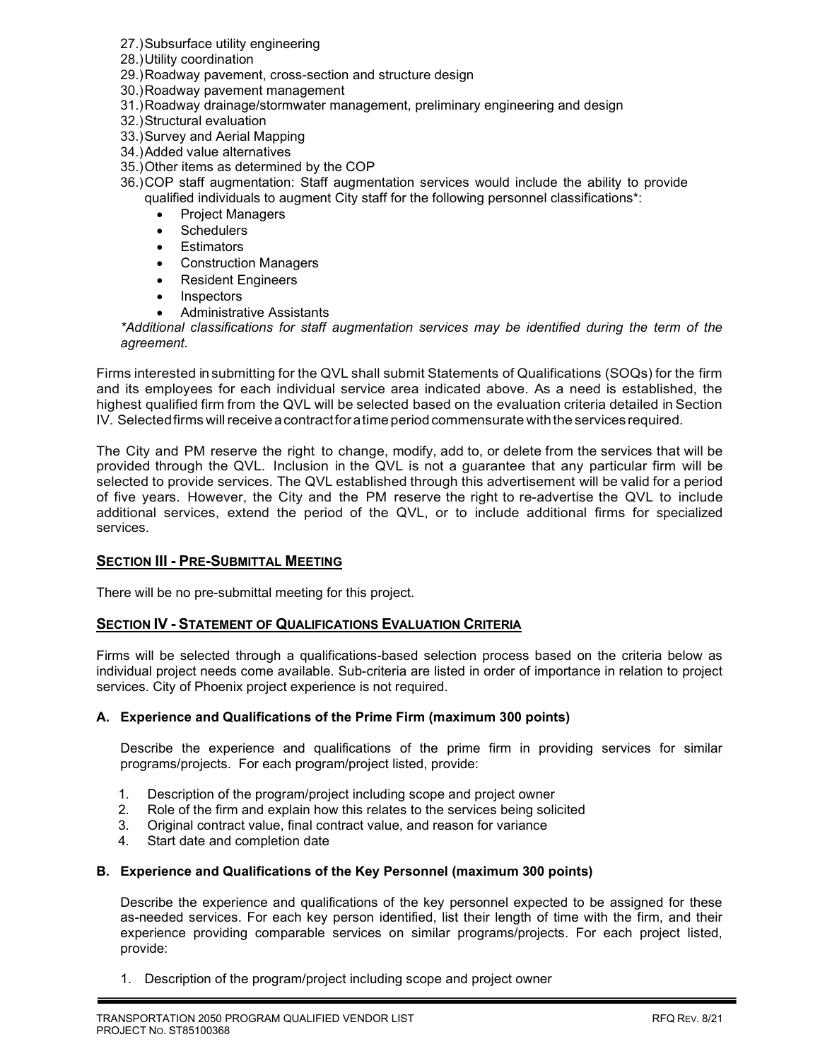27.) Subsurface utility engineering
28.) Utility coordination
29.) Roadway pavement, cross-section and structure design
30.) Roadway pavement management
31.) Roadway drainage/stormwater management, preliminary engineering and design
32.) Structural evaluation
33.) Survey and Aerial Mapping
34.) Added value alternatives
35.) Other items as determined by the COP
36.) COP staff augmentation: Staff augmentation services would include the ability to provide qualified individuals to augment City staff for the following personnel classifications*:
    - Project Managers
    - Schedulers
    - Estimators
    - Construction Managers
    - Resident Engineers
    - Inspectors
    - Administrative Assistants

*\*Additional classifications for staff augmentation services may be identified during the term of the agreement.*

Firms interested in submitting for the QVL shall submit Statements of Qualifications (SOQs) for the firm and its employees for each individual service area indicated above. As a need is established, the highest qualified firm from the QVL will be selected based on the evaluation criteria detailed in Section IV. Selected firms will receive a contract for a time period commensurate with the services required.

The City and PM reserve the right to change, modify, add to, or delete from the services that will be provided through the QVL. Inclusion in the QVL is not a guarantee that any particular firm will be selected to provide services. The QVL established through this advertisement will be valid for a period of five years. However, the City and the PM reserve the right to re-advertise the QVL to include additional services, extend the period of the QVL, or to include additional firms for specialized services.

## SECTION III - PRE-SUBMITTAL MEETING

There will be no pre-submittal meeting for this project.

## SECTION IV - STATEMENT OF QUALIFICATIONS EVALUATION CRITERIA

Firms will be selected through a qualifications-based selection process based on the criteria below as individual project needs come available. Sub-criteria are listed in order of importance in relation to project services. City of Phoenix project experience is not required.

### A. Experience and Qualifications of the Prime Firm (maximum 300 points)

Describe the experience and qualifications of the prime firm in providing services for similar programs/projects. For each program/project listed, provide:

1. Description of the program/project including scope and project owner
2. Role of the firm and explain how this relates to the services being solicited
3. Original contract value, final contract value, and reason for variance
4. Start date and completion date

### B. Experience and Qualifications of the Key Personnel (maximum 300 points)

Describe the experience and qualifications of the key personnel expected to be assigned for these as-needed services. For each key person identified, list their length of time with the firm, and their experience providing comparable services on similar programs/projects. For each project listed, provide:

1. Description of the program/project including scope and project owner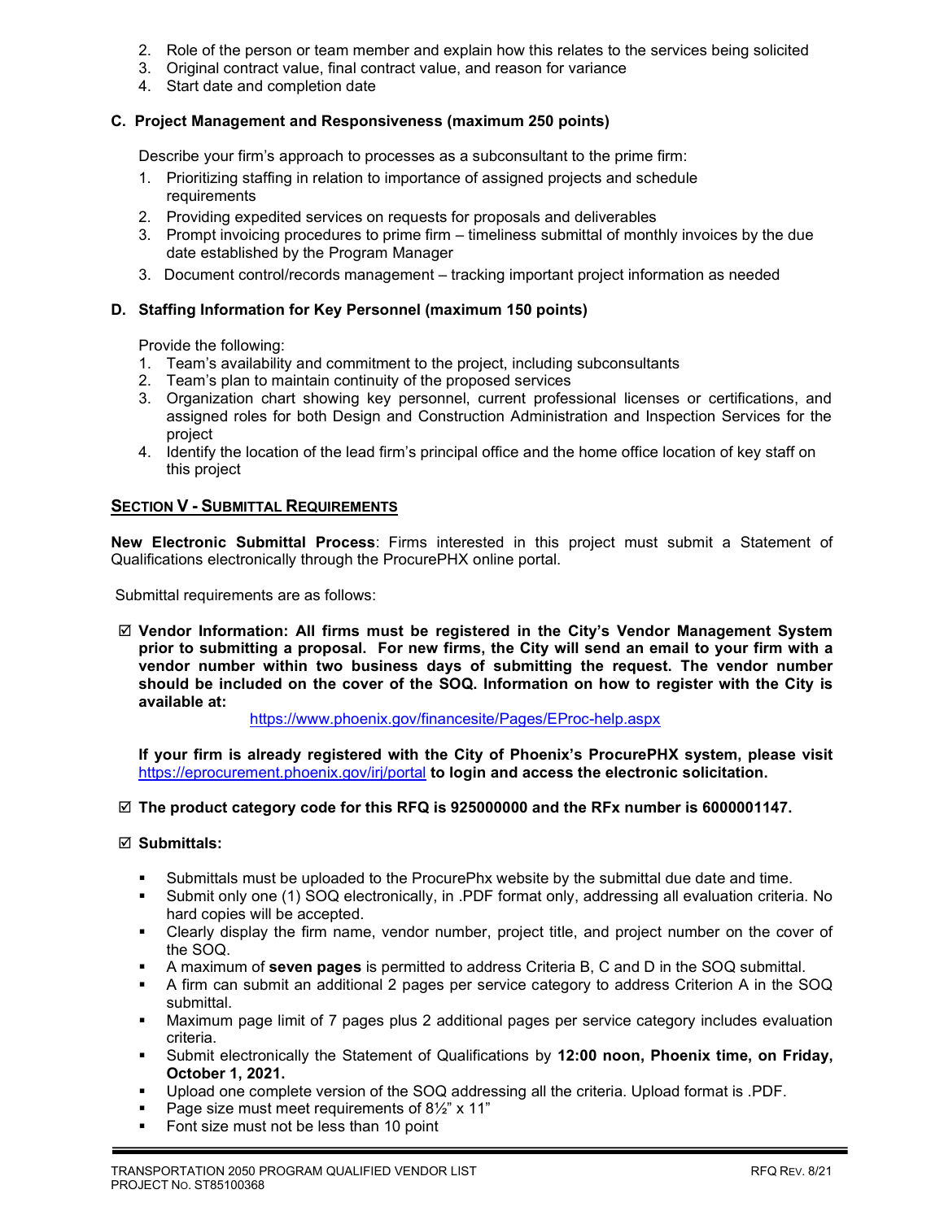2. Role of the person or team member and explain how this relates to the services being solicited
3. Original contract value, final contract value, and reason for variance
4. Start date and completion date

### C. Project Management and Responsiveness (maximum 250 points)

Describe your firm's approach to processes as a subconsultant to the prime firm:

1. Prioritizing staffing in relation to importance of assigned projects and schedule requirements
2. Providing expedited services on requests for proposals and deliverables
3. Prompt invoicing procedures to prime firm – timeliness submittal of monthly invoices by the due date established by the Program Manager
3. Document control/records management – tracking important project information as needed

### D. Staffing Information for Key Personnel (maximum 150 points)

Provide the following:

1. Team's availability and commitment to the project, including subconsultants
2. Team's plan to maintain continuity of the proposed services
3. Organization chart showing key personnel, current professional licenses or certifications, and assigned roles for both Design and Construction Administration and Inspection Services for the project
4. Identify the location of the lead firm's principal office and the home office location of key staff on this project

## SECTION V - SUBMITTAL REQUIREMENTS

**New Electronic Submittal Process**: Firms interested in this project must submit a Statement of Qualifications electronically through the ProcurePHX online portal.

Submittal requirements are as follows:

☑ **Vendor Information: All firms must be registered in the City's Vendor Management System prior to submitting a proposal. For new firms, the City will send an email to your firm with a vendor number within two business days of submitting the request. The vendor number should be included on the cover of the SOQ. Information on how to register with the City is available at:**

https://www.phoenix.gov/financesite/Pages/EProc-help.aspx

**If your firm is already registered with the City of Phoenix's ProcurePHX system, please visit** https://eprocurement.phoenix.gov/irj/portal **to login and access the electronic solicitation.**

☑ **The product category code for this RFQ is 925000000 and the RFx number is 6000001147.**

☑ **Submittals:**

- Submittals must be uploaded to the ProcurePhx website by the submittal due date and time.
- Submit only one (1) SOQ electronically, in .PDF format only, addressing all evaluation criteria. No hard copies will be accepted.
- Clearly display the firm name, vendor number, project title, and project number on the cover of the SOQ.
- A maximum of **seven pages** is permitted to address Criteria B, C and D in the SOQ submittal.
- A firm can submit an additional 2 pages per service category to address Criterion A in the SOQ submittal.
- Maximum page limit of 7 pages plus 2 additional pages per service category includes evaluation criteria.
- Submit electronically the Statement of Qualifications by **12:00 noon, Phoenix time, on Friday, October 1, 2021.**
- Upload one complete version of the SOQ addressing all the criteria. Upload format is .PDF.
- Page size must meet requirements of 8½" x 11"
- Font size must not be less than 10 point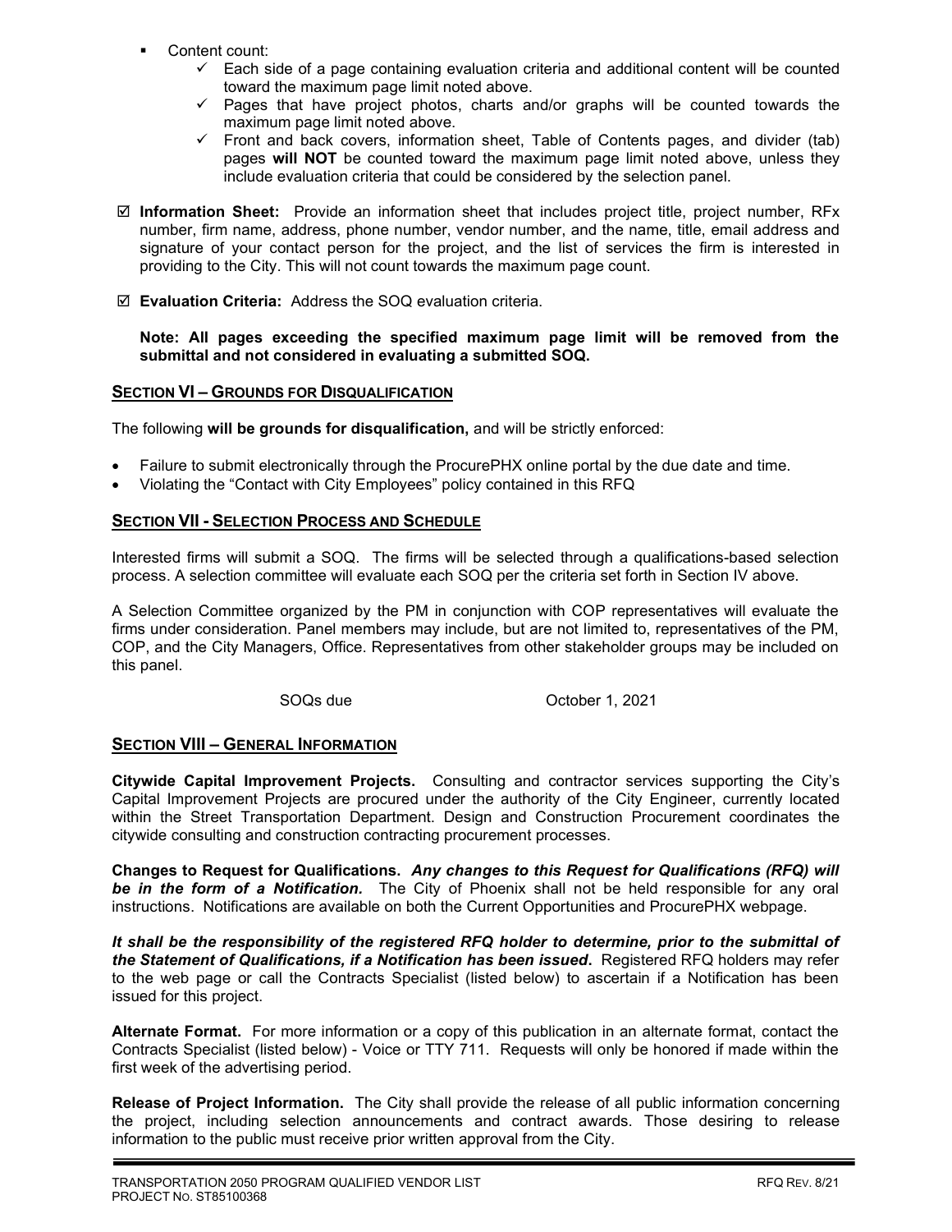- Content count:
    - ✓ Each side of a page containing evaluation criteria and additional content will be counted toward the maximum page limit noted above.
    - ✓ Pages that have project photos, charts and/or graphs will be counted towards the maximum page limit noted above.
    - ✓ Front and back covers, information sheet, Table of Contents pages, and divider (tab) pages **will NOT** be counted toward the maximum page limit noted above, unless they include evaluation criteria that could be considered by the selection panel.

☑ **Information Sheet:** Provide an information sheet that includes project title, project number, RFx number, firm name, address, phone number, vendor number, and the name, title, email address and signature of your contact person for the project, and the list of services the firm is interested in providing to the City. This will not count towards the maximum page count.

☑ **Evaluation Criteria:** Address the SOQ evaluation criteria.

**Note: All pages exceeding the specified maximum page limit will be removed from the submittal and not considered in evaluating a submitted SOQ.**

## SECTION VI – GROUNDS FOR DISQUALIFICATION

The following **will be grounds for disqualification,** and will be strictly enforced:

- Failure to submit electronically through the ProcurePHX online portal by the due date and time.
- Violating the "Contact with City Employees" policy contained in this RFQ

## SECTION VII - SELECTION PROCESS AND SCHEDULE

Interested firms will submit a SOQ. The firms will be selected through a qualifications-based selection process. A selection committee will evaluate each SOQ per the criteria set forth in Section IV above.

A Selection Committee organized by the PM in conjunction with COP representatives will evaluate the firms under consideration. Panel members may include, but are not limited to, representatives of the PM, COP, and the City Managers, Office. Representatives from other stakeholder groups may be included on this panel.

| SOQs due | October 1, 2021 |
|---|---|

## SECTION VIII – GENERAL INFORMATION

**Citywide Capital Improvement Projects.** Consulting and contractor services supporting the City's Capital Improvement Projects are procured under the authority of the City Engineer, currently located within the Street Transportation Department. Design and Construction Procurement coordinates the citywide consulting and construction contracting procurement processes.

**Changes to Request for Qualifications.** ***Any changes to this Request for Qualifications (RFQ) will be in the form of a Notification.*** The City of Phoenix shall not be held responsible for any oral instructions. Notifications are available on both the Current Opportunities and ProcurePHX webpage.

***It shall be the responsibility of the registered RFQ holder to determine, prior to the submittal of the Statement of Qualifications, if a Notification has been issued***. Registered RFQ holders may refer to the web page or call the Contracts Specialist (listed below) to ascertain if a Notification has been issued for this project.

**Alternate Format.** For more information or a copy of this publication in an alternate format, contact the Contracts Specialist (listed below) - Voice or TTY 711. Requests will only be honored if made within the first week of the advertising period.

**Release of Project Information.** The City shall provide the release of all public information concerning the project, including selection announcements and contract awards. Those desiring to release information to the public must receive prior written approval from the City.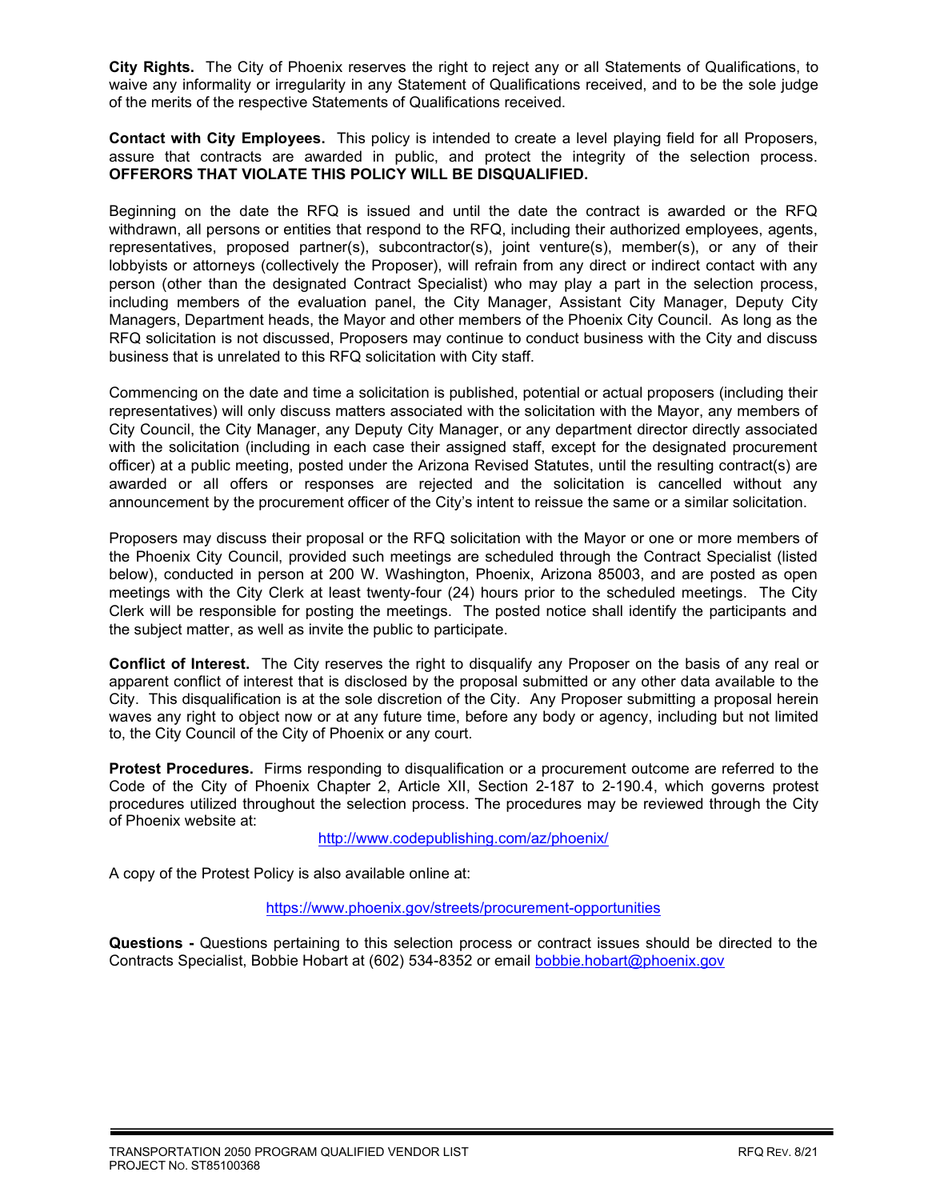**City Rights.** The City of Phoenix reserves the right to reject any or all Statements of Qualifications, to waive any informality or irregularity in any Statement of Qualifications received, and to be the sole judge of the merits of the respective Statements of Qualifications received.

**Contact with City Employees.** This policy is intended to create a level playing field for all Proposers, assure that contracts are awarded in public, and protect the integrity of the selection process. **OFFERORS THAT VIOLATE THIS POLICY WILL BE DISQUALIFIED.**

Beginning on the date the RFQ is issued and until the date the contract is awarded or the RFQ withdrawn, all persons or entities that respond to the RFQ, including their authorized employees, agents, representatives, proposed partner(s), subcontractor(s), joint venture(s), member(s), or any of their lobbyists or attorneys (collectively the Proposer), will refrain from any direct or indirect contact with any person (other than the designated Contract Specialist) who may play a part in the selection process, including members of the evaluation panel, the City Manager, Assistant City Manager, Deputy City Managers, Department heads, the Mayor and other members of the Phoenix City Council. As long as the RFQ solicitation is not discussed, Proposers may continue to conduct business with the City and discuss business that is unrelated to this RFQ solicitation with City staff.

Commencing on the date and time a solicitation is published, potential or actual proposers (including their representatives) will only discuss matters associated with the solicitation with the Mayor, any members of City Council, the City Manager, any Deputy City Manager, or any department director directly associated with the solicitation (including in each case their assigned staff, except for the designated procurement officer) at a public meeting, posted under the Arizona Revised Statutes, until the resulting contract(s) are awarded or all offers or responses are rejected and the solicitation is cancelled without any announcement by the procurement officer of the City's intent to reissue the same or a similar solicitation.

Proposers may discuss their proposal or the RFQ solicitation with the Mayor or one or more members of the Phoenix City Council, provided such meetings are scheduled through the Contract Specialist (listed below), conducted in person at 200 W. Washington, Phoenix, Arizona 85003, and are posted as open meetings with the City Clerk at least twenty-four (24) hours prior to the scheduled meetings. The City Clerk will be responsible for posting the meetings. The posted notice shall identify the participants and the subject matter, as well as invite the public to participate.

**Conflict of Interest.** The City reserves the right to disqualify any Proposer on the basis of any real or apparent conflict of interest that is disclosed by the proposal submitted or any other data available to the City. This disqualification is at the sole discretion of the City. Any Proposer submitting a proposal herein waves any right to object now or at any future time, before any body or agency, including but not limited to, the City Council of the City of Phoenix or any court.

**Protest Procedures.** Firms responding to disqualification or a procurement outcome are referred to the Code of the City of Phoenix Chapter 2, Article XII, Section 2-187 to 2-190.4, which governs protest procedures utilized throughout the selection process. The procedures may be reviewed through the City of Phoenix website at:

http://www.codepublishing.com/az/phoenix/

A copy of the Protest Policy is also available online at:

https://www.phoenix.gov/streets/procurement-opportunities

**Questions -** Questions pertaining to this selection process or contract issues should be directed to the Contracts Specialist, Bobbie Hobart at (602) 534-8352 or email bobbie.hobart@phoenix.gov